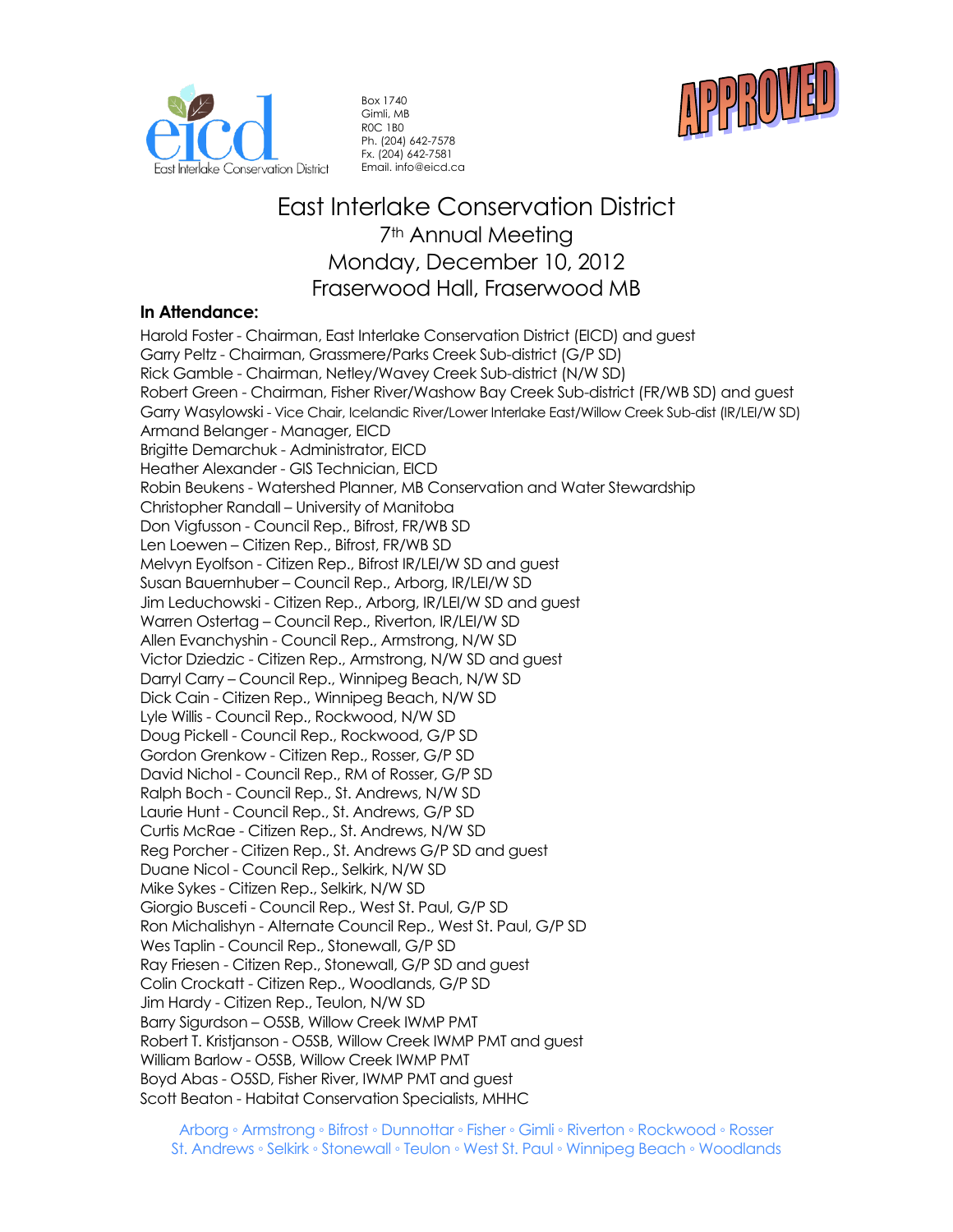eicd
East Interlake Conservation District

Box 1740
Gimli, MB
R0C 1B0
Ph. (204) 642-7578
Fx. (204) 642-7581
Email. info@eicd.ca

APPROVED

# East Interlake Conservation District
## 7th Annual Meeting
## Monday, December 10, 2012
## Fraserwood Hall, Fraserwood MB

**In Attendance:**

Harold Foster - Chairman, East Interlake Conservation District (EICD) and guest
Garry Peltz - Chairman, Grassmere/Parks Creek Sub-district (G/P SD)
Rick Gamble - Chairman, Netley/Wavey Creek Sub-district (N/W SD)
Robert Green - Chairman, Fisher River/Washow Bay Creek Sub-district (FR/WB SD) and guest
Garry Wasylowski - Vice Chair, Icelandic River/Lower Interlake East/Willow Creek Sub-dist (IR/LEI/W SD)
Armand Belanger - Manager, EICD
Brigitte Demarchuk - Administrator, EICD
Heather Alexander - GIS Technician, EICD
Robin Beukens - Watershed Planner, MB Conservation and Water Stewardship
Christopher Randall – University of Manitoba
Don Vigfusson - Council Rep., Bifrost, FR/WB SD
Len Loewen – Citizen Rep., Bifrost, FR/WB SD
Melvyn Eyolfson - Citizen Rep., Bifrost IR/LEI/W SD and guest
Susan Bauernhuber – Council Rep., Arborg, IR/LEI/W SD
Jim Leduchowski - Citizen Rep., Arborg, IR/LEI/W SD and guest
Warren Ostertag – Council Rep., Riverton, IR/LEI/W SD
Allen Evanchyshin - Council Rep., Armstrong, N/W SD
Victor Dziedzic - Citizen Rep., Armstrong, N/W SD and guest
Darryl Carry – Council Rep., Winnipeg Beach, N/W SD
Dick Cain - Citizen Rep., Winnipeg Beach, N/W SD
Lyle Willis - Council Rep., Rockwood, N/W SD
Doug Pickell - Council Rep., Rockwood, G/P SD
Gordon Grenkow - Citizen Rep., Rosser, G/P SD
David Nichol - Council Rep., RM of Rosser, G/P SD
Ralph Boch - Council Rep., St. Andrews, N/W SD
Laurie Hunt - Council Rep., St. Andrews, G/P SD
Curtis McRae - Citizen Rep., St. Andrews, N/W SD
Reg Porcher - Citizen Rep., St. Andrews G/P SD and guest
Duane Nicol - Council Rep., Selkirk, N/W SD
Mike Sykes - Citizen Rep., Selkirk, N/W SD
Giorgio Busceti - Council Rep., West St. Paul, G/P SD
Ron Michalishyn - Alternate Council Rep., West St. Paul, G/P SD
Wes Taplin - Council Rep., Stonewall, G/P SD
Ray Friesen - Citizen Rep., Stonewall, G/P SD and guest
Colin Crockatt - Citizen Rep., Woodlands, G/P SD
Jim Hardy - Citizen Rep., Teulon, N/W SD
Barry Sigurdson – O5SB, Willow Creek IWMP PMT
Robert T. Kristjanson - O5SB, Willow Creek IWMP PMT and guest
William Barlow - O5SB, Willow Creek IWMP PMT
Boyd Abas - O5SD, Fisher River, IWMP PMT and guest
Scott Beaton - Habitat Conservation Specialists, MHHC

Arborg ◦ Armstrong ◦ Bifrost ◦ Dunnottar ◦ Fisher ◦ Gimli ◦ Riverton ◦ Rockwood ◦ Rosser
St. Andrews ◦ Selkirk ◦ Stonewall ◦ Teulon ◦ West St. Paul ◦ Winnipeg Beach ◦ Woodlands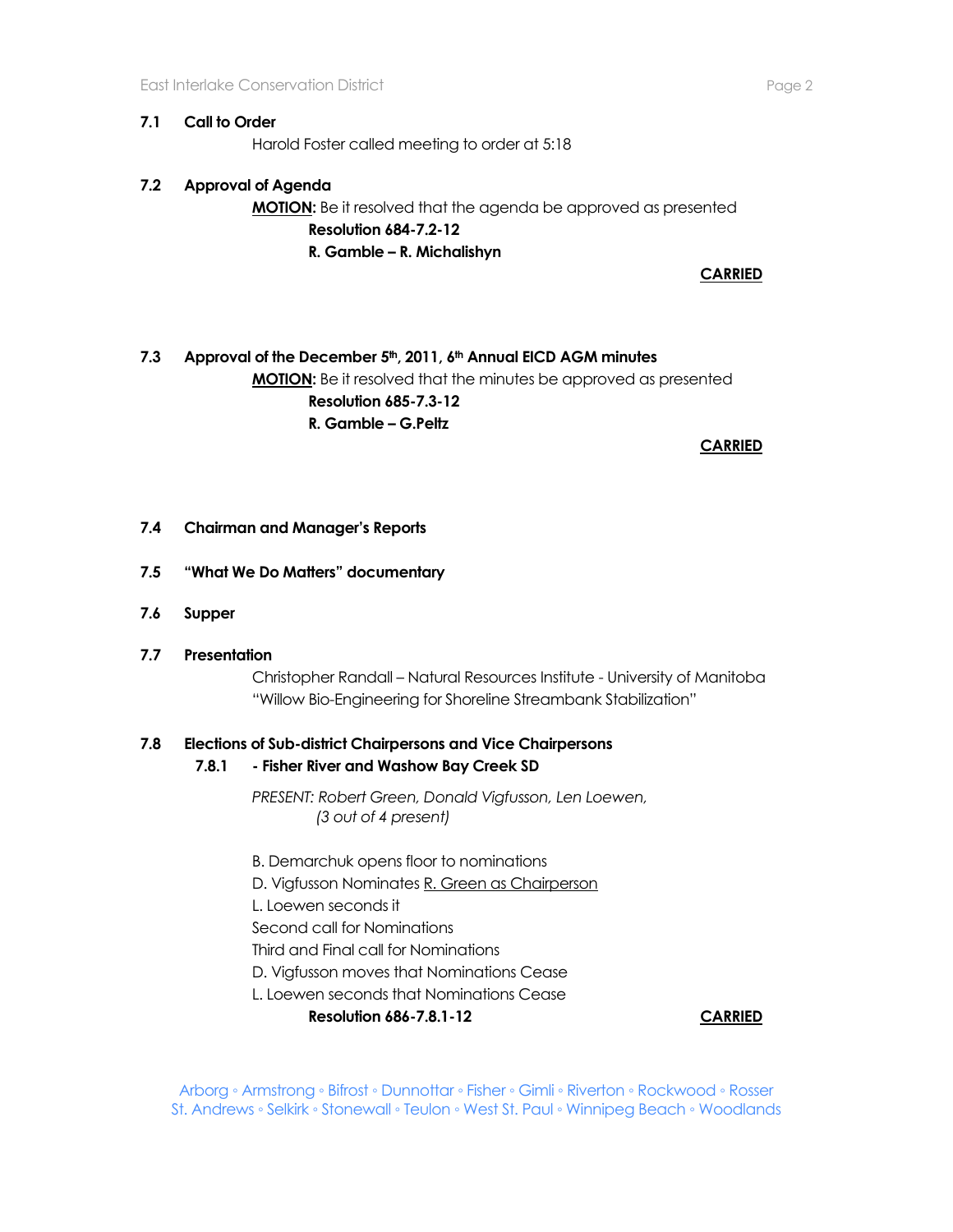### 7.1 Call to Order

Harold Foster called meeting to order at 5:18

### 7.2 Approval of Agenda

**MOTION:** Be it resolved that the agenda be approved as presented

**Resolution 684-7.2-12**

**R. Gamble – R. Michalishyn**

**CARRIED**

### 7.3 Approval of the December 5th, 2011, 6th Annual EICD AGM minutes

**MOTION:** Be it resolved that the minutes be approved as presented

**Resolution 685-7.3-12**

**R. Gamble – G.Peltz**

**CARRIED**

### 7.4 Chairman and Manager's Reports

### 7.5 "What We Do Matters" documentary

### 7.6 Supper

### 7.7 Presentation

Christopher Randall – Natural Resources Institute - University of Manitoba
"Willow Bio-Engineering for Shoreline Streambank Stabilization"

### 7.8 Elections of Sub-district Chairpersons and Vice Chairpersons

#### 7.8.1 - Fisher River and Washow Bay Creek SD

*PRESENT: Robert Green, Donald Vigfusson, Len Loewen,*
*(3 out of 4 present)*

B. Demarchuk opens floor to nominations
D. Vigfusson Nominates R. Green as Chairperson
L. Loewen seconds it
Second call for Nominations
Third and Final call for Nominations
D. Vigfusson moves that Nominations Cease
L. Loewen seconds that Nominations Cease

**Resolution 686-7.8.1-12** **CARRIED**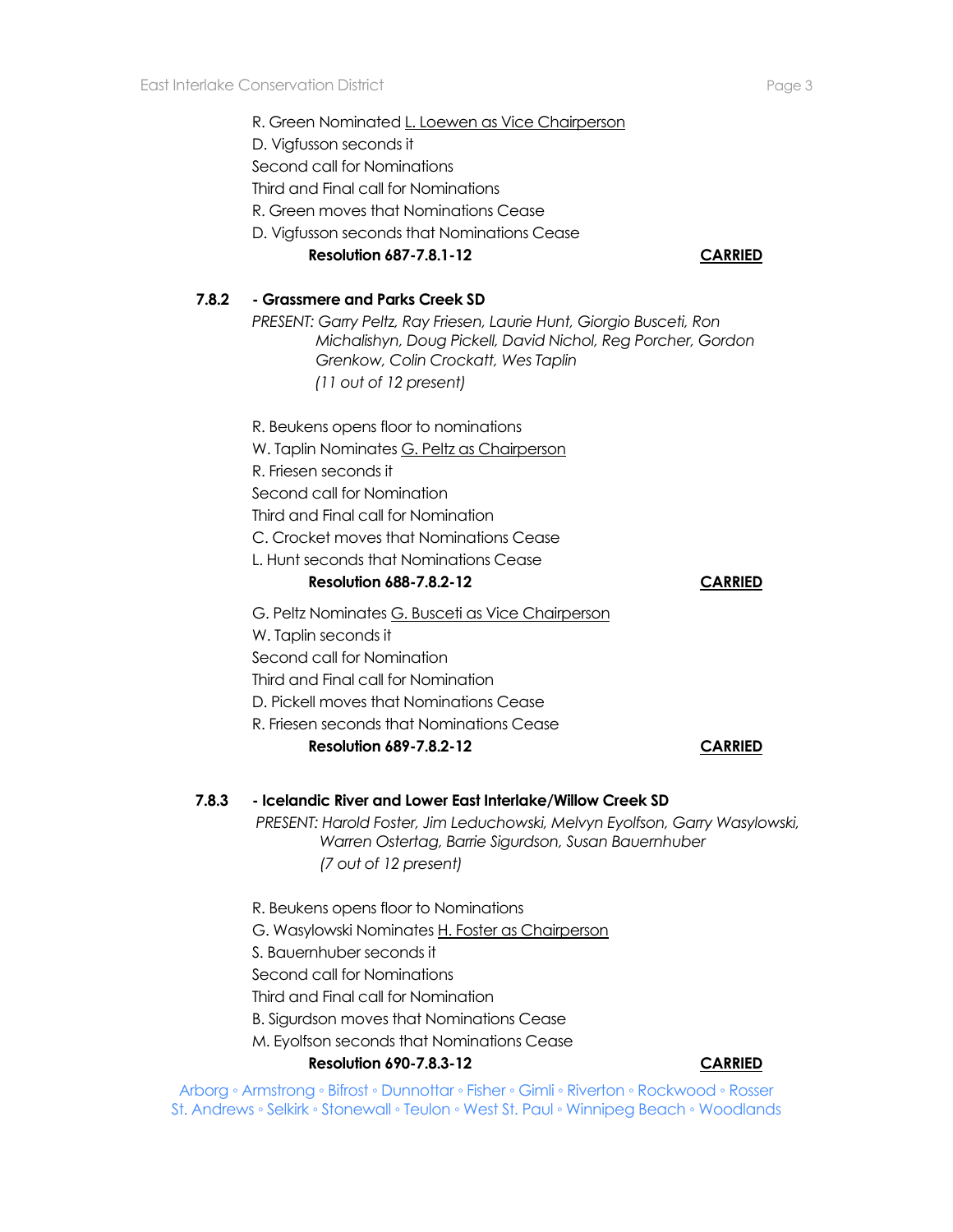R. Green Nominated L. Loewen as Vice Chairperson
D. Vigfusson seconds it
Second call for Nominations
Third and Final call for Nominations
R. Green moves that Nominations Cease
D. Vigfusson seconds that Nominations Cease

**Resolution 687-7.8.1-12** **CARRIED**

**7.8.2 - Grassmere and Parks Creek SD**

*PRESENT: Garry Peltz, Ray Friesen, Laurie Hunt, Giorgio Busceti, Ron Michalishyn, Doug Pickell, David Nichol, Reg Porcher, Gordon Grenkow, Colin Crockatt, Wes Taplin (11 out of 12 present)*

R. Beukens opens floor to nominations
W. Taplin Nominates G. Peltz as Chairperson
R. Friesen seconds it
Second call for Nomination
Third and Final call for Nomination
C. Crocket moves that Nominations Cease
L. Hunt seconds that Nominations Cease

**Resolution 688-7.8.2-12** **CARRIED**

G. Peltz Nominates G. Busceti as Vice Chairperson
W. Taplin seconds it
Second call for Nomination
Third and Final call for Nomination
D. Pickell moves that Nominations Cease
R. Friesen seconds that Nominations Cease

**Resolution 689-7.8.2-12** **CARRIED**

**7.8.3 - Icelandic River and Lower East Interlake/Willow Creek SD**

*PRESENT: Harold Foster, Jim Leduchowski, Melvyn Eyolfson, Garry Wasylowski, Warren Ostertag, Barrie Sigurdson, Susan Bauernhuber (7 out of 12 present)*

R. Beukens opens floor to Nominations
G. Wasylowski Nominates H. Foster as Chairperson
S. Bauernhuber seconds it
Second call for Nominations
Third and Final call for Nomination
B. Sigurdson moves that Nominations Cease
M. Eyolfson seconds that Nominations Cease

**Resolution 690-7.8.3-12** **CARRIED**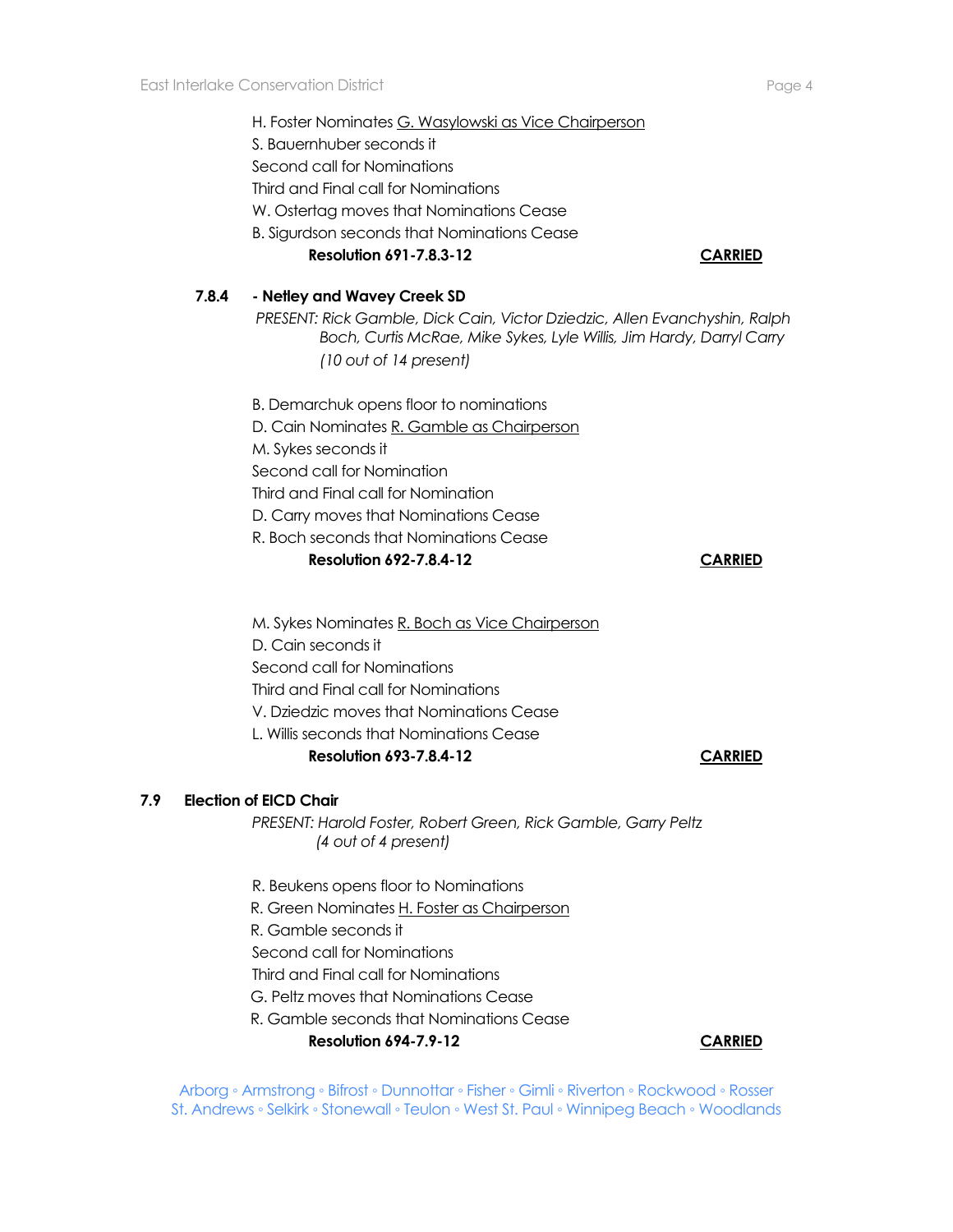H. Foster Nominates G. Wasylowski as Vice Chairperson
S. Bauernhuber seconds it
Second call for Nominations
Third and Final call for Nominations
W. Ostertag moves that Nominations Cease
B. Sigurdson seconds that Nominations Cease

**Resolution 691-7.8.3-12** **CARRIED**

**7.8.4 - Netley and Wavey Creek SD**

*PRESENT: Rick Gamble, Dick Cain, Victor Dziedzic, Allen Evanchyshin, Ralph Boch, Curtis McRae, Mike Sykes, Lyle Willis, Jim Hardy, Darryl Carry (10 out of 14 present)*

B. Demarchuk opens floor to nominations
D. Cain Nominates R. Gamble as Chairperson
M. Sykes seconds it
Second call for Nomination
Third and Final call for Nomination
D. Carry moves that Nominations Cease
R. Boch seconds that Nominations Cease

**Resolution 692-7.8.4-12** **CARRIED**

M. Sykes Nominates R. Boch as Vice Chairperson
D. Cain seconds it
Second call for Nominations
Third and Final call for Nominations
V. Dziedzic moves that Nominations Cease
L. Willis seconds that Nominations Cease

**Resolution 693-7.8.4-12** **CARRIED**

## 7.9 Election of EICD Chair

*PRESENT: Harold Foster, Robert Green, Rick Gamble, Garry Peltz (4 out of 4 present)*

R. Beukens opens floor to Nominations
R. Green Nominates H. Foster as Chairperson
R. Gamble seconds it
Second call for Nominations
Third and Final call for Nominations
G. Peltz moves that Nominations Cease
R. Gamble seconds that Nominations Cease

**Resolution 694-7.9-12** **CARRIED**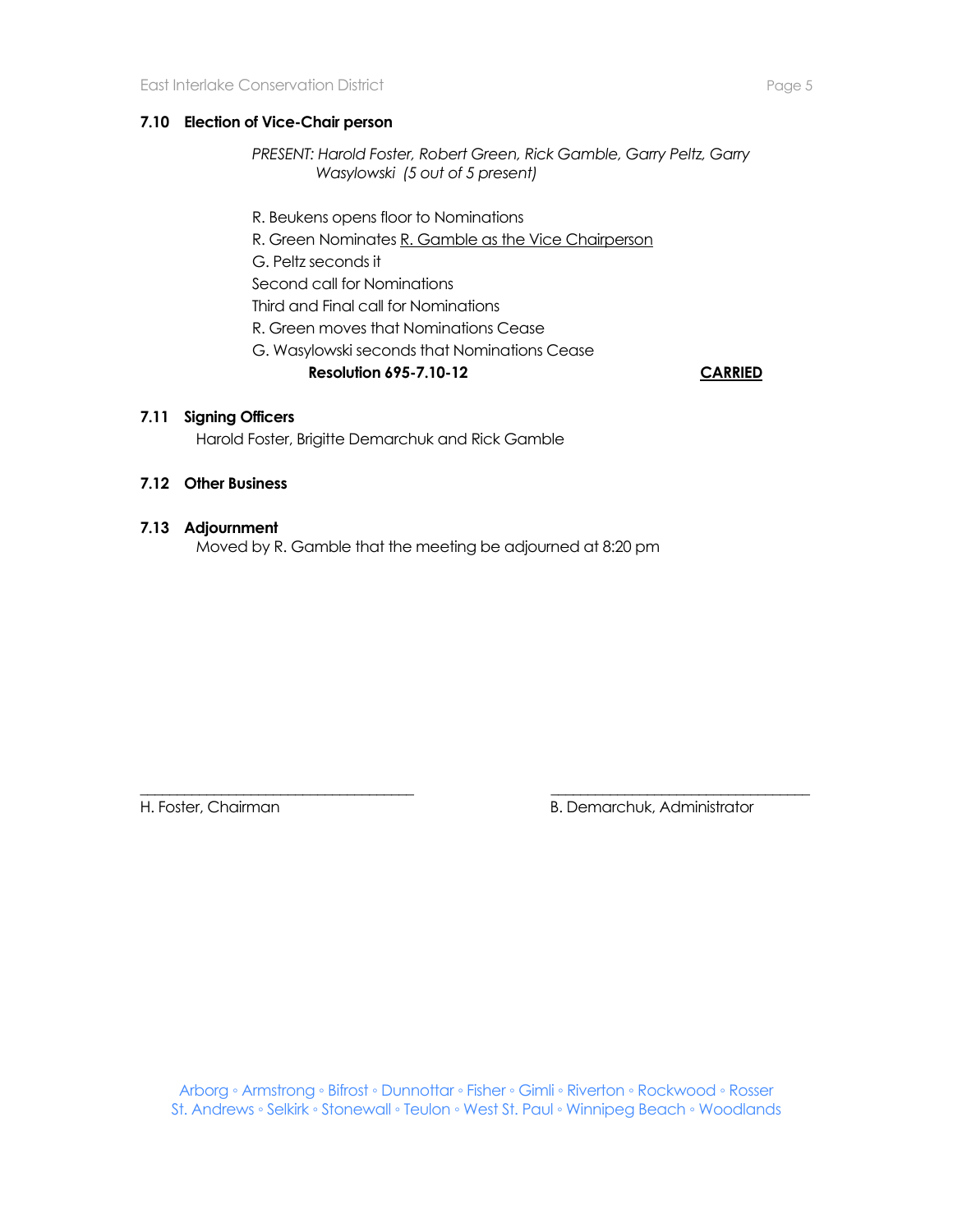### 7.10 Election of Vice-Chair person

*PRESENT: Harold Foster, Robert Green, Rick Gamble, Garry Peltz, Garry Wasylowski (5 out of 5 present)*

R. Beukens opens floor to Nominations
R. Green Nominates <u>R. Gamble as the Vice Chairperson</u>
G. Peltz seconds it
Second call for Nominations
Third and Final call for Nominations
R. Green moves that Nominations Cease
G. Wasylowski seconds that Nominations Cease
**Resolution 695-7.10-12** **<u>CARRIED</u>**

### 7.11 Signing Officers

Harold Foster, Brigitte Demarchuk and Rick Gamble

### 7.12 Other Business

### 7.13 Adjournment

Moved by R. Gamble that the meeting be adjourned at 8:20 pm

\_\_\_\_\_\_\_\_\_\_\_\_\_\_\_\_\_\_\_\_\_\_\_\_\_\_\_\_\_\_\_\_\_\_\_\_
H. Foster, Chairman

\_\_\_\_\_\_\_\_\_\_\_\_\_\_\_\_\_\_\_\_\_\_\_\_\_\_\_\_\_\_\_\_\_\_\_\_
B. Demarchuk, Administrator

Arborg ◦ Armstrong ◦ Bifrost ◦ Dunnottar ◦ Fisher ◦ Gimli ◦ Riverton ◦ Rockwood ◦ Rosser
St. Andrews ◦ Selkirk ◦ Stonewall ◦ Teulon ◦ West St. Paul ◦ Winnipeg Beach ◦ Woodlands